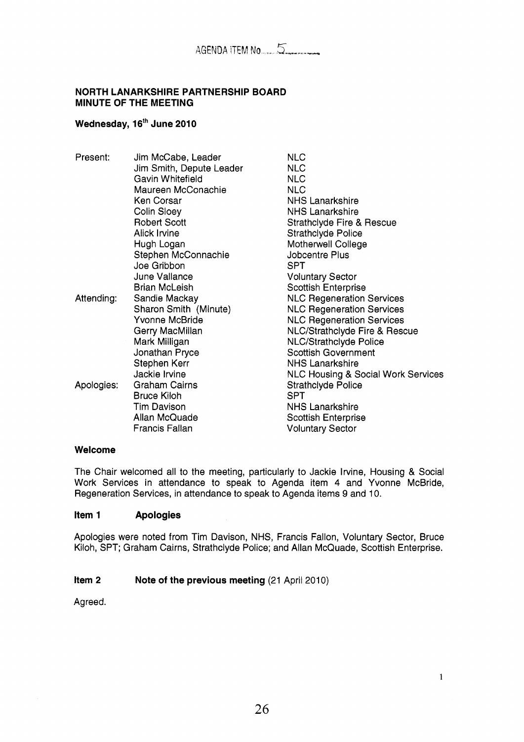AGENDA ITEM No 5

**NORTH LANARKSHIRE PARTNERSHIP BOARD**
**MINUTE OF THE MEETING**

**Wednesday, 16th June 2010**

| | | |
|---|---|---|
| Present: | Jim McCabe, Leader | NLC |
| | Jim Smith, Depute Leader | NLC |
| | Gavin Whitefield | NLC |
| | Maureen McConachie | NLC |
| | Ken Corsar | NHS Lanarkshire |
| | Colin Sloey | NHS Lanarkshire |
| | Robert Scott | Strathclyde Fire & Rescue |
| | Alick Irvine | Strathclyde Police |
| | Hugh Logan | Motherwell College |
| | Stephen McConnachie | Jobcentre Plus |
| | Joe Gribbon | SPT |
| | June Vallance | Voluntary Sector |
| | Brian McLeish | Scottish Enterprise |
| Attending: | Sandie Mackay | NLC Regeneration Services |
| | Sharon Smith (Minute) | NLC Regeneration Services |
| | Yvonne McBride | NLC Regeneration Services |
| | Gerry MacMillan | NLC/Strathclyde Fire & Rescue |
| | Mark Milligan | NLC/Strathclyde Police |
| | Jonathan Pryce | Scottish Government |
| | Stephen Kerr | NHS Lanarkshire |
| | Jackie Irvine | NLC Housing & Social Work Services |
| Apologies: | Graham Cairns | Strathclyde Police |
| | Bruce Kiloh | SPT |
| | Tim Davison | NHS Lanarkshire |
| | Allan McQuade | Scottish Enterprise |
| | Francis Fallan | Voluntary Sector |

**Welcome**

The Chair welcomed all to the meeting, particularly to Jackie Irvine, Housing & Social Work Services in attendance to speak to Agenda item 4 and Yvonne McBride, Regeneration Services, in attendance to speak to Agenda items 9 and 10.

**Item 1 Apologies**

Apologies were noted from Tim Davison, NHS, Francis Fallon, Voluntary Sector, Bruce Kiloh, SPT; Graham Cairns, Strathclyde Police; and Allan McQuade, Scottish Enterprise.

**Item 2 Note of the previous meeting** (21 April 2010)

Agreed.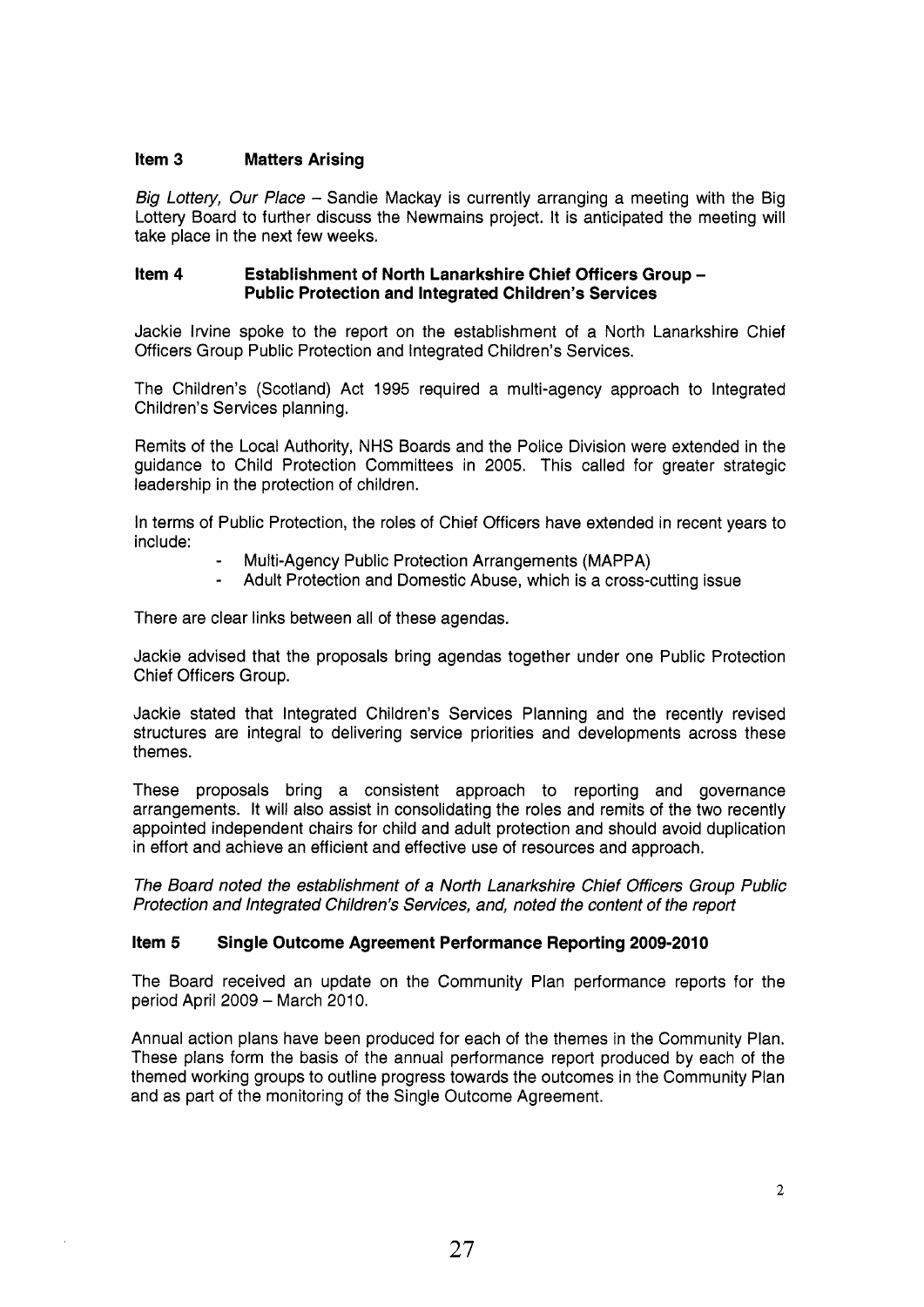### Item 3 Matters Arising

*Big Lottery, Our Place* – Sandie Mackay is currently arranging a meeting with the Big Lottery Board to further discuss the Newmains project. It is anticipated the meeting will take place in the next few weeks.

### Item 4 Establishment of North Lanarkshire Chief Officers Group – Public Protection and Integrated Children's Services

Jackie Irvine spoke to the report on the establishment of a North Lanarkshire Chief Officers Group Public Protection and Integrated Children's Services.

The Children's (Scotland) Act 1995 required a multi-agency approach to Integrated Children's Services planning.

Remits of the Local Authority, NHS Boards and the Police Division were extended in the guidance to Child Protection Committees in 2005. This called for greater strategic leadership in the protection of children.

In terms of Public Protection, the roles of Chief Officers have extended in recent years to include:

- Multi-Agency Public Protection Arrangements (MAPPA)
- Adult Protection and Domestic Abuse, which is a cross-cutting issue

There are clear links between all of these agendas.

Jackie advised that the proposals bring agendas together under one Public Protection Chief Officers Group.

Jackie stated that Integrated Children's Services Planning and the recently revised structures are integral to delivering service priorities and developments across these themes.

These proposals bring a consistent approach to reporting and governance arrangements. It will also assist in consolidating the roles and remits of the two recently appointed independent chairs for child and adult protection and should avoid duplication in effort and achieve an efficient and effective use of resources and approach.

*The Board noted the establishment of a North Lanarkshire Chief Officers Group Public Protection and Integrated Children's Services, and, noted the content of the report*

### Item 5 Single Outcome Agreement Performance Reporting 2009-2010

The Board received an update on the Community Plan performance reports for the period April 2009 – March 2010.

Annual action plans have been produced for each of the themes in the Community Plan. These plans form the basis of the annual performance report produced by each of the themed working groups to outline progress towards the outcomes in the Community Plan and as part of the monitoring of the Single Outcome Agreement.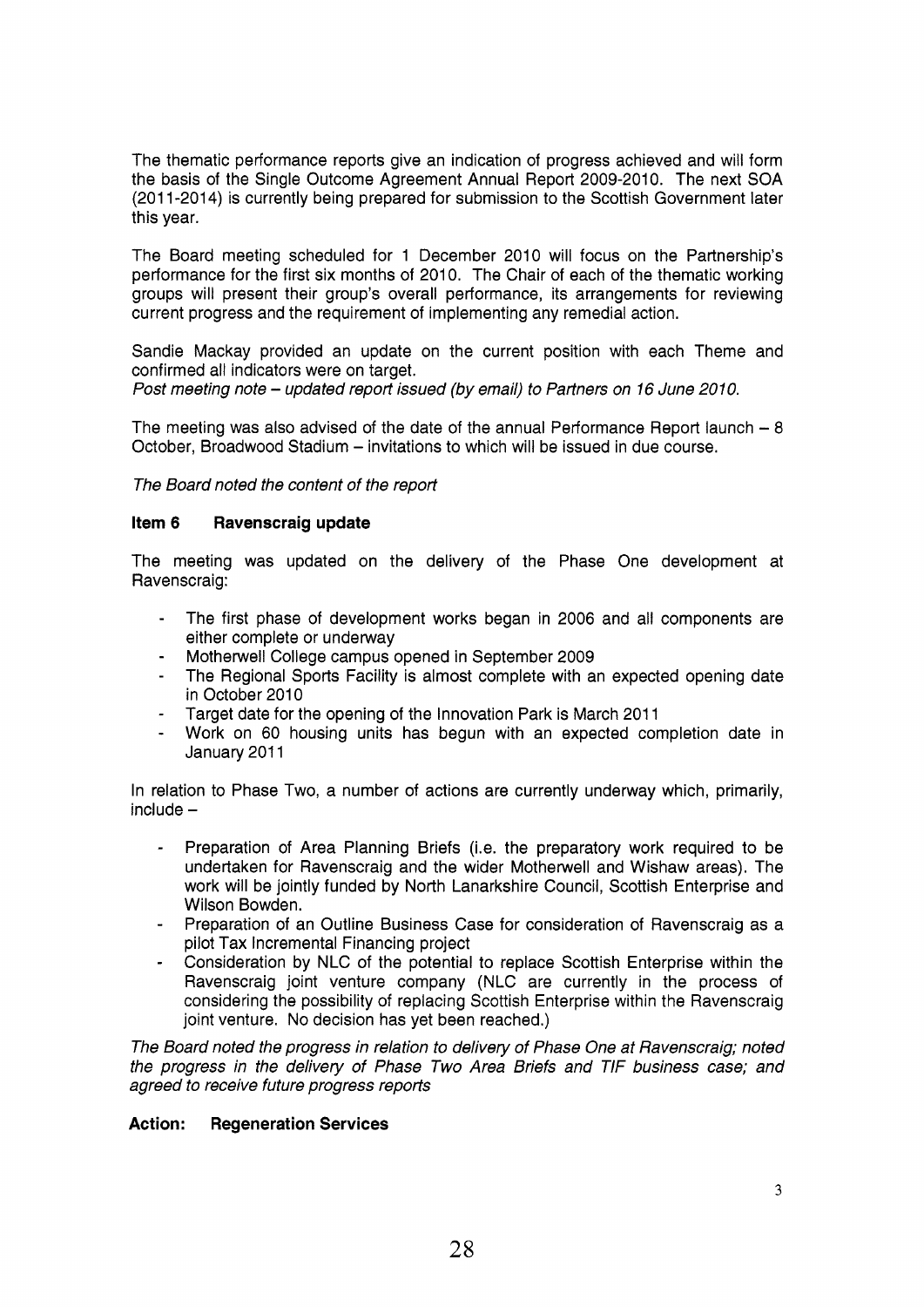The thematic performance reports give an indication of progress achieved and will form the basis of the Single Outcome Agreement Annual Report 2009-2010. The next SOA (2011-2014) is currently being prepared for submission to the Scottish Government later this year.

The Board meeting scheduled for 1 December 2010 will focus on the Partnership's performance for the first six months of 2010. The Chair of each of the thematic working groups will present their group's overall performance, its arrangements for reviewing current progress and the requirement of implementing any remedial action.

Sandie Mackay provided an update on the current position with each Theme and confirmed all indicators were on target.
*Post meeting note – updated report issued (by email) to Partners on 16 June 2010.*

The meeting was also advised of the date of the annual Performance Report launch – 8 October, Broadwood Stadium – invitations to which will be issued in due course.

*The Board noted the content of the report*

### Item 6 Ravenscraig update

The meeting was updated on the delivery of the Phase One development at Ravenscraig:

- The first phase of development works began in 2006 and all components are either complete or underway
- Motherwell College campus opened in September 2009
- The Regional Sports Facility is almost complete with an expected opening date in October 2010
- Target date for the opening of the Innovation Park is March 2011
- Work on 60 housing units has begun with an expected completion date in January 2011

In relation to Phase Two, a number of actions are currently underway which, primarily, include –

- Preparation of Area Planning Briefs (i.e. the preparatory work required to be undertaken for Ravenscraig and the wider Motherwell and Wishaw areas). The work will be jointly funded by North Lanarkshire Council, Scottish Enterprise and Wilson Bowden.
- Preparation of an Outline Business Case for consideration of Ravenscraig as a pilot Tax Incremental Financing project
- Consideration by NLC of the potential to replace Scottish Enterprise within the Ravenscraig joint venture company (NLC are currently in the process of considering the possibility of replacing Scottish Enterprise within the Ravenscraig joint venture. No decision has yet been reached.)

*The Board noted the progress in relation to delivery of Phase One at Ravenscraig; noted the progress in the delivery of Phase Two Area Briefs and TIF business case; and agreed to receive future progress reports*

**Action: Regeneration Services**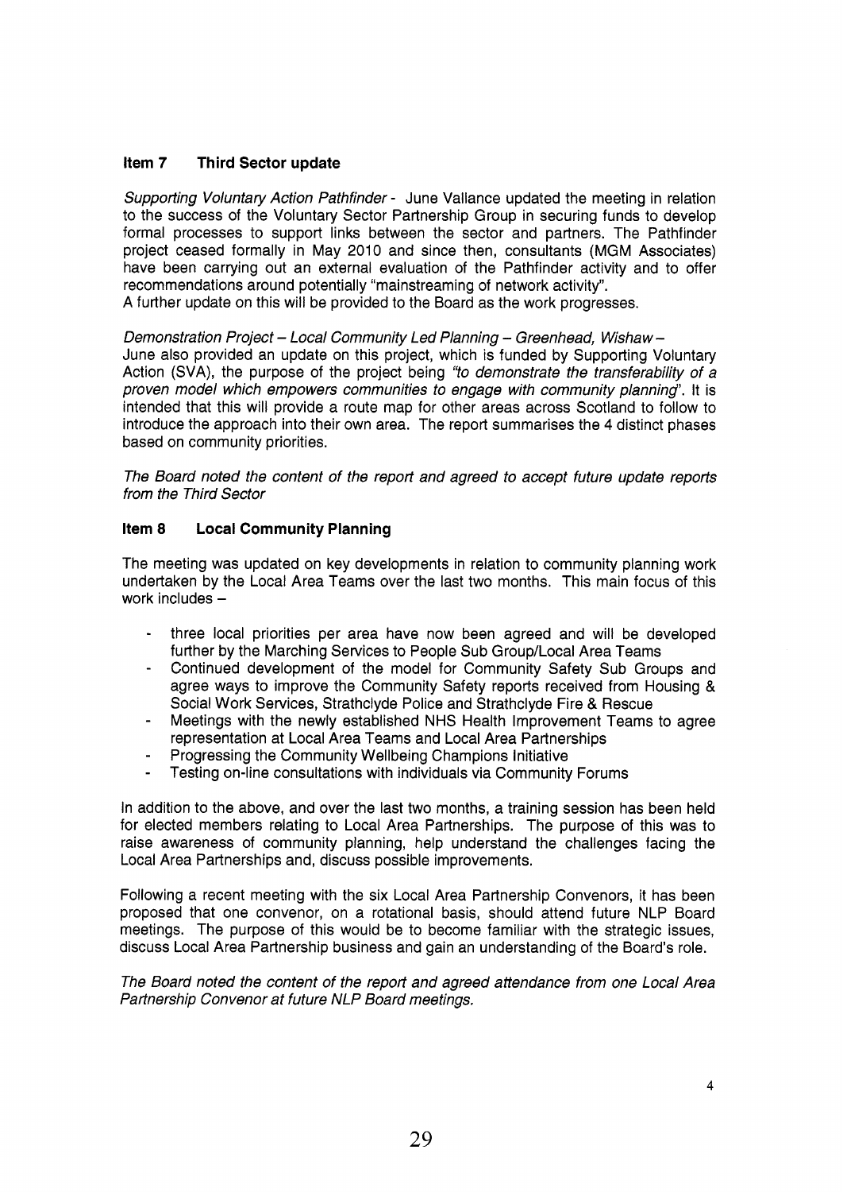### Item 7 Third Sector update

*Supporting Voluntary Action Pathfinder* - June Vallance updated the meeting in relation to the success of the Voluntary Sector Partnership Group in securing funds to develop formal processes to support links between the sector and partners. The Pathfinder project ceased formally in May 2010 and since then, consultants (MGM Associates) have been carrying out an external evaluation of the Pathfinder activity and to offer recommendations around potentially "mainstreaming of network activity".
A further update on this will be provided to the Board as the work progresses.

*Demonstration Project – Local Community Led Planning – Greenhead, Wishaw –*
June also provided an update on this project, which is funded by Supporting Voluntary Action (SVA), the purpose of the project being *"to demonstrate the transferability of a proven model which empowers communities to engage with community planning"*. It is intended that this will provide a route map for other areas across Scotland to follow to introduce the approach into their own area. The report summarises the 4 distinct phases based on community priorities.

*The Board noted the content of the report and agreed to accept future update reports from the Third Sector*

### Item 8 Local Community Planning

The meeting was updated on key developments in relation to community planning work undertaken by the Local Area Teams over the last two months. This main focus of this work includes –

- three local priorities per area have now been agreed and will be developed further by the Marching Services to People Sub Group/Local Area Teams
- Continued development of the model for Community Safety Sub Groups and agree ways to improve the Community Safety reports received from Housing & Social Work Services, Strathclyde Police and Strathclyde Fire & Rescue
- Meetings with the newly established NHS Health Improvement Teams to agree representation at Local Area Teams and Local Area Partnerships
- Progressing the Community Wellbeing Champions Initiative
- Testing on-line consultations with individuals via Community Forums

In addition to the above, and over the last two months, a training session has been held for elected members relating to Local Area Partnerships. The purpose of this was to raise awareness of community planning, help understand the challenges facing the Local Area Partnerships and, discuss possible improvements.

Following a recent meeting with the six Local Area Partnership Convenors, it has been proposed that one convenor, on a rotational basis, should attend future NLP Board meetings. The purpose of this would be to become familiar with the strategic issues, discuss Local Area Partnership business and gain an understanding of the Board's role.

*The Board noted the content of the report and agreed attendance from one Local Area Partnership Convenor at future NLP Board meetings.*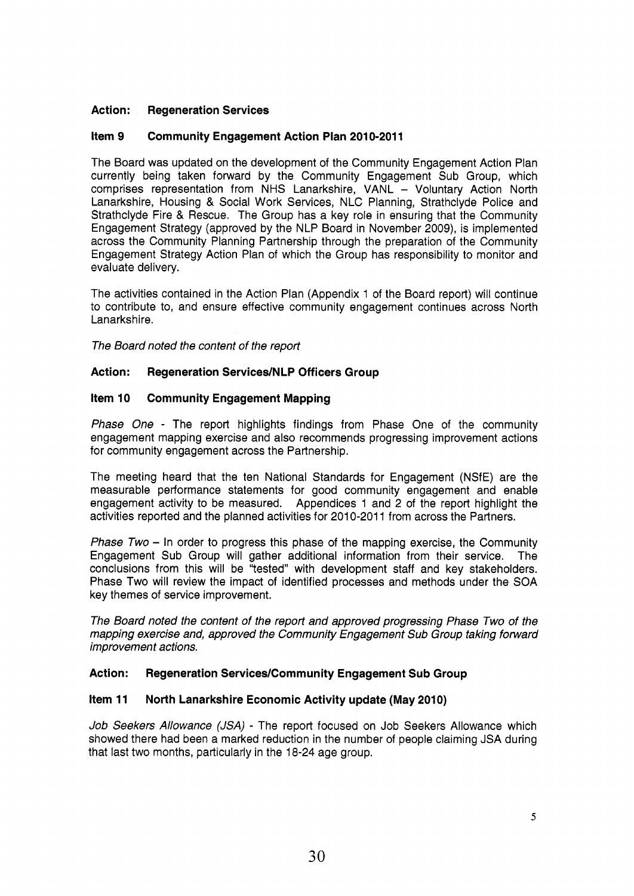**Action: Regeneration Services**

**Item 9 Community Engagement Action Plan 2010-2011**

The Board was updated on the development of the Community Engagement Action Plan currently being taken forward by the Community Engagement Sub Group, which comprises representation from NHS Lanarkshire, VANL – Voluntary Action North Lanarkshire, Housing & Social Work Services, NLC Planning, Strathclyde Police and Strathclyde Fire & Rescue. The Group has a key role in ensuring that the Community Engagement Strategy (approved by the NLP Board in November 2009), is implemented across the Community Planning Partnership through the preparation of the Community Engagement Strategy Action Plan of which the Group has responsibility to monitor and evaluate delivery.

The activities contained in the Action Plan (Appendix 1 of the Board report) will continue to contribute to, and ensure effective community engagement continues across North Lanarkshire.

*The Board noted the content of the report*

**Action: Regeneration Services/NLP Officers Group**

**Item 10 Community Engagement Mapping**

*Phase One* - The report highlights findings from Phase One of the community engagement mapping exercise and also recommends progressing improvement actions for community engagement across the Partnership.

The meeting heard that the ten National Standards for Engagement (NSfE) are the measurable performance statements for good community engagement and enable engagement activity to be measured. Appendices 1 and 2 of the report highlight the activities reported and the planned activities for 2010-2011 from across the Partners.

*Phase Two* – In order to progress this phase of the mapping exercise, the Community Engagement Sub Group will gather additional information from their service. The conclusions from this will be "tested" with development staff and key stakeholders. Phase Two will review the impact of identified processes and methods under the SOA key themes of service improvement.

*The Board noted the content of the report and approved progressing Phase Two of the mapping exercise and, approved the Community Engagement Sub Group taking forward improvement actions.*

**Action: Regeneration Services/Community Engagement Sub Group**

**Item 11 North Lanarkshire Economic Activity update (May 2010)**

*Job Seekers Allowance (JSA)* - The report focused on Job Seekers Allowance which showed there had been a marked reduction in the number of people claiming JSA during that last two months, particularly in the 18-24 age group.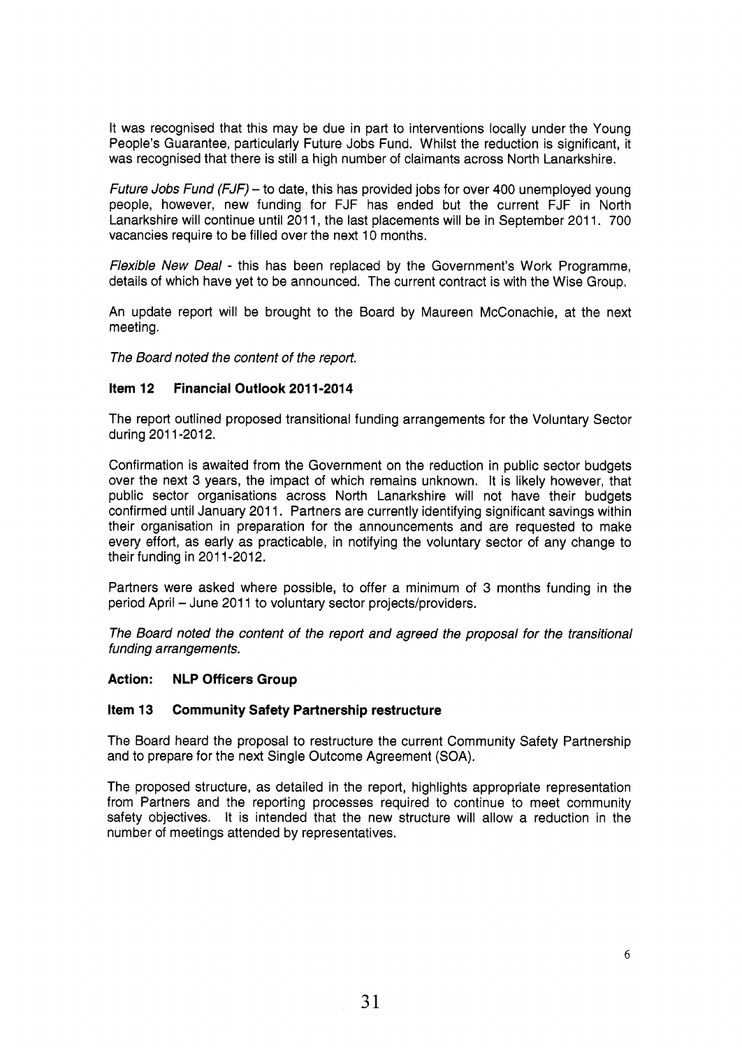It was recognised that this may be due in part to interventions locally under the Young People's Guarantee, particularly Future Jobs Fund. Whilst the reduction is significant, it was recognised that there is still a high number of claimants across North Lanarkshire.

*Future Jobs Fund (FJF)* – to date, this has provided jobs for over 400 unemployed young people, however, new funding for FJF has ended but the current FJF in North Lanarkshire will continue until 2011, the last placements will be in September 2011. 700 vacancies require to be filled over the next 10 months.

*Flexible New Deal* - this has been replaced by the Government's Work Programme, details of which have yet to be announced. The current contract is with the Wise Group.

An update report will be brought to the Board by Maureen McConachie, at the next meeting.

*The Board noted the content of the report.*

**Item 12 Financial Outlook 2011-2014**

The report outlined proposed transitional funding arrangements for the Voluntary Sector during 2011-2012.

Confirmation is awaited from the Government on the reduction in public sector budgets over the next 3 years, the impact of which remains unknown. It is likely however, that public sector organisations across North Lanarkshire will not have their budgets confirmed until January 2011. Partners are currently identifying significant savings within their organisation in preparation for the announcements and are requested to make every effort, as early as practicable, in notifying the voluntary sector of any change to their funding in 2011-2012.

Partners were asked where possible, to offer a minimum of 3 months funding in the period April – June 2011 to voluntary sector projects/providers.

*The Board noted the content of the report and agreed the proposal for the transitional funding arrangements.*

**Action: NLP Officers Group**

**Item 13 Community Safety Partnership restructure**

The Board heard the proposal to restructure the current Community Safety Partnership and to prepare for the next Single Outcome Agreement (SOA).

The proposed structure, as detailed in the report, highlights appropriate representation from Partners and the reporting processes required to continue to meet community safety objectives. It is intended that the new structure will allow a reduction in the number of meetings attended by representatives.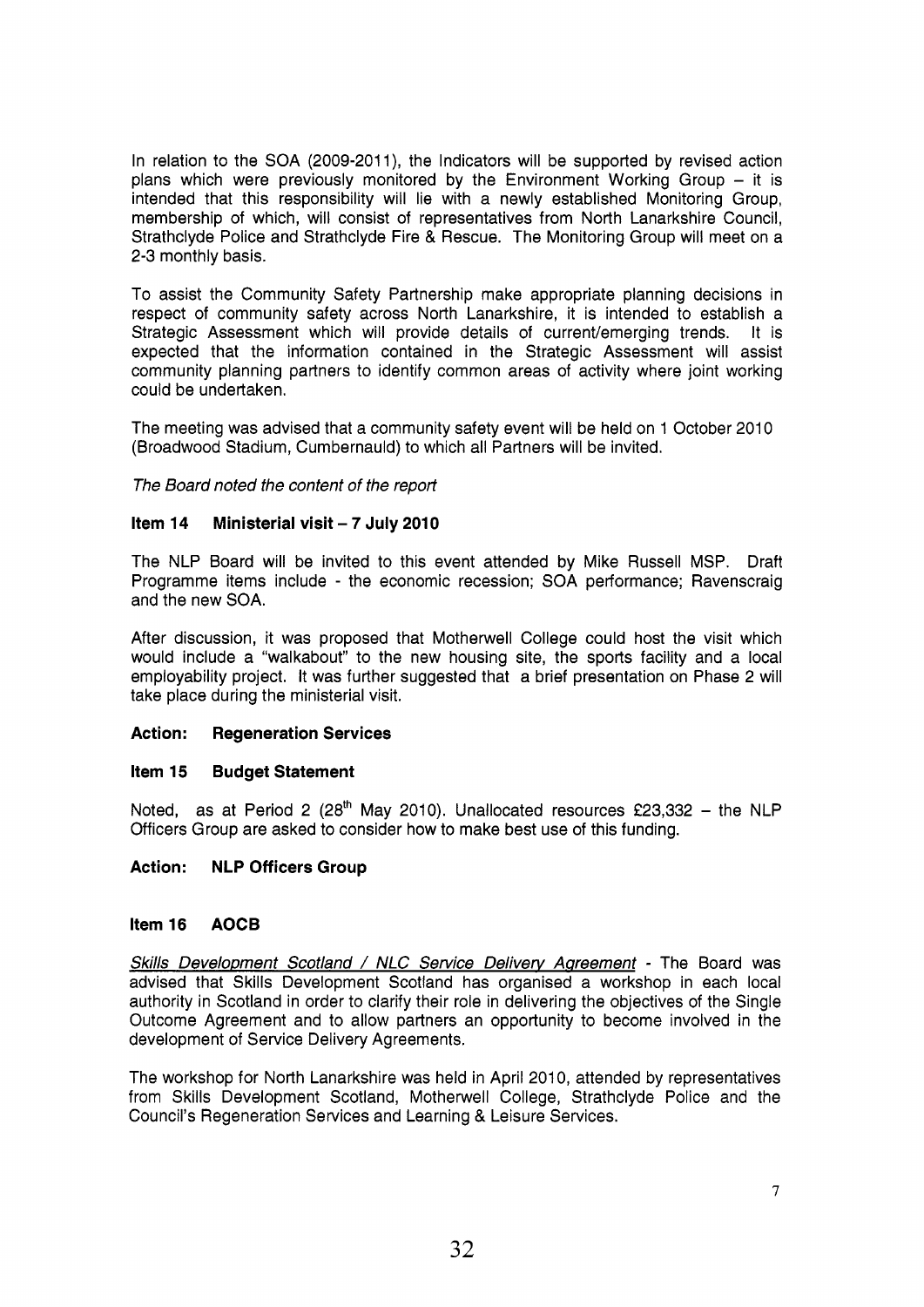In relation to the SOA (2009-2011), the Indicators will be supported by revised action plans which were previously monitored by the Environment Working Group – it is intended that this responsibility will lie with a newly established Monitoring Group, membership of which, will consist of representatives from North Lanarkshire Council, Strathclyde Police and Strathclyde Fire & Rescue. The Monitoring Group will meet on a 2-3 monthly basis.

To assist the Community Safety Partnership make appropriate planning decisions in respect of community safety across North Lanarkshire, it is intended to establish a Strategic Assessment which will provide details of current/emerging trends. It is expected that the information contained in the Strategic Assessment will assist community planning partners to identify common areas of activity where joint working could be undertaken.

The meeting was advised that a community safety event will be held on 1 October 2010 (Broadwood Stadium, Cumbernauld) to which all Partners will be invited.

*The Board noted the content of the report*

**Item 14 Ministerial visit – 7 July 2010**

The NLP Board will be invited to this event attended by Mike Russell MSP. Draft Programme items include - the economic recession; SOA performance; Ravenscraig and the new SOA.

After discussion, it was proposed that Motherwell College could host the visit which would include a "walkabout" to the new housing site, the sports facility and a local employability project. It was further suggested that a brief presentation on Phase 2 will take place during the ministerial visit.

**Action: Regeneration Services**

**Item 15 Budget Statement**

Noted, as at Period 2 (28th May 2010). Unallocated resources £23,332 – the NLP Officers Group are asked to consider how to make best use of this funding.

**Action: NLP Officers Group**

**Item 16 AOCB**

Skills Development Scotland / NLC Service Delivery Agreement - The Board was advised that Skills Development Scotland has organised a workshop in each local authority in Scotland in order to clarify their role in delivering the objectives of the Single Outcome Agreement and to allow partners an opportunity to become involved in the development of Service Delivery Agreements.

The workshop for North Lanarkshire was held in April 2010, attended by representatives from Skills Development Scotland, Motherwell College, Strathclyde Police and the Council's Regeneration Services and Learning & Leisure Services.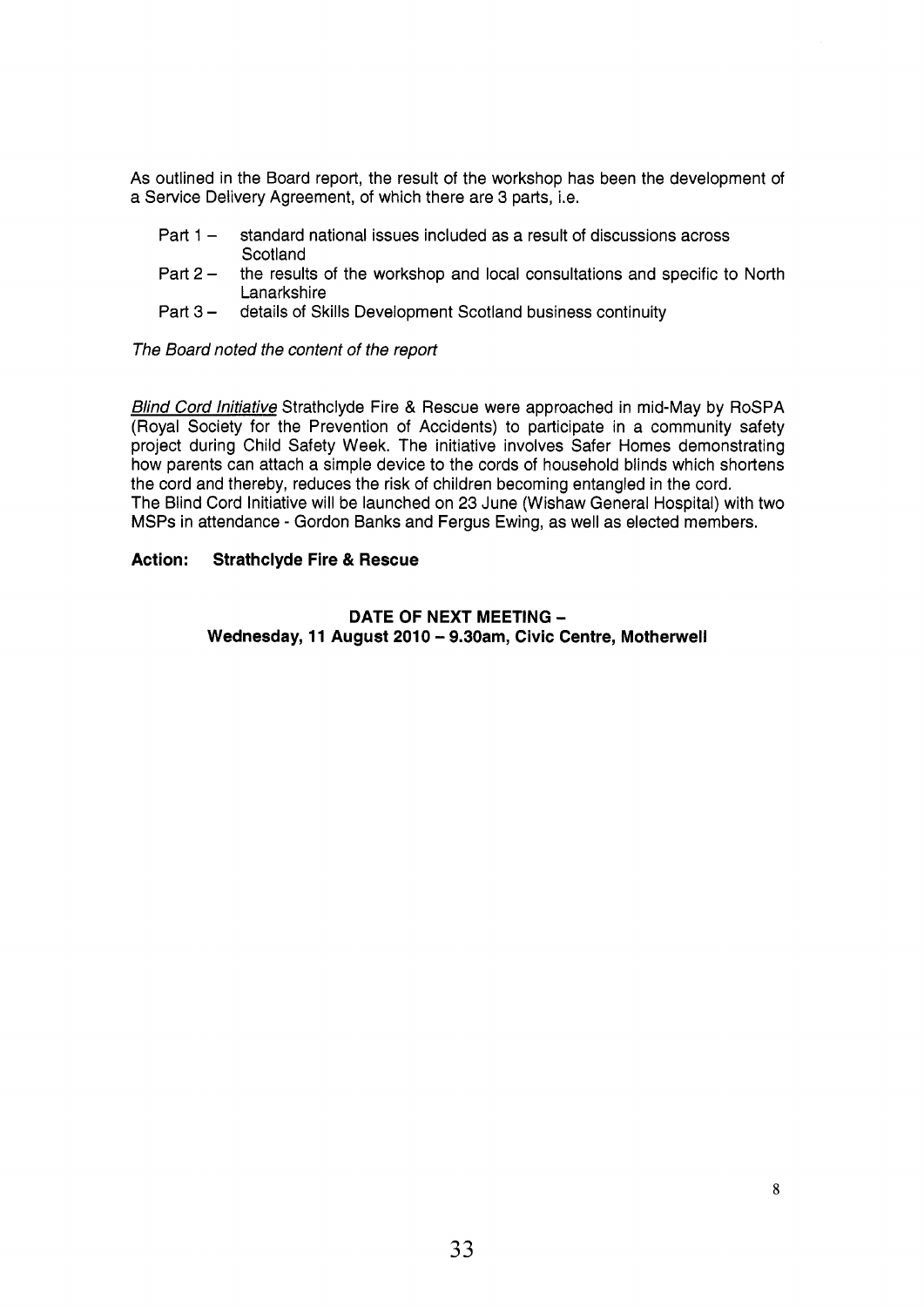As outlined in the Board report, the result of the workshop has been the development of a Service Delivery Agreement, of which there are 3 parts, i.e.

- Part 1 – standard national issues included as a result of discussions across Scotland
- Part 2 – the results of the workshop and local consultations and specific to North Lanarkshire
- Part 3 – details of Skills Development Scotland business continuity

*The Board noted the content of the report*

*Blind Cord Initiative* Strathclyde Fire & Rescue were approached in mid-May by RoSPA (Royal Society for the Prevention of Accidents) to participate in a community safety project during Child Safety Week. The initiative involves Safer Homes demonstrating how parents can attach a simple device to the cords of household blinds which shortens the cord and thereby, reduces the risk of children becoming entangled in the cord.
The Blind Cord Initiative will be launched on 23 June (Wishaw General Hospital) with two MSPs in attendance - Gordon Banks and Fergus Ewing, as well as elected members.

**Action: Strathclyde Fire & Rescue**

**DATE OF NEXT MEETING –**
**Wednesday, 11 August 2010 – 9.30am, Civic Centre, Motherwell**